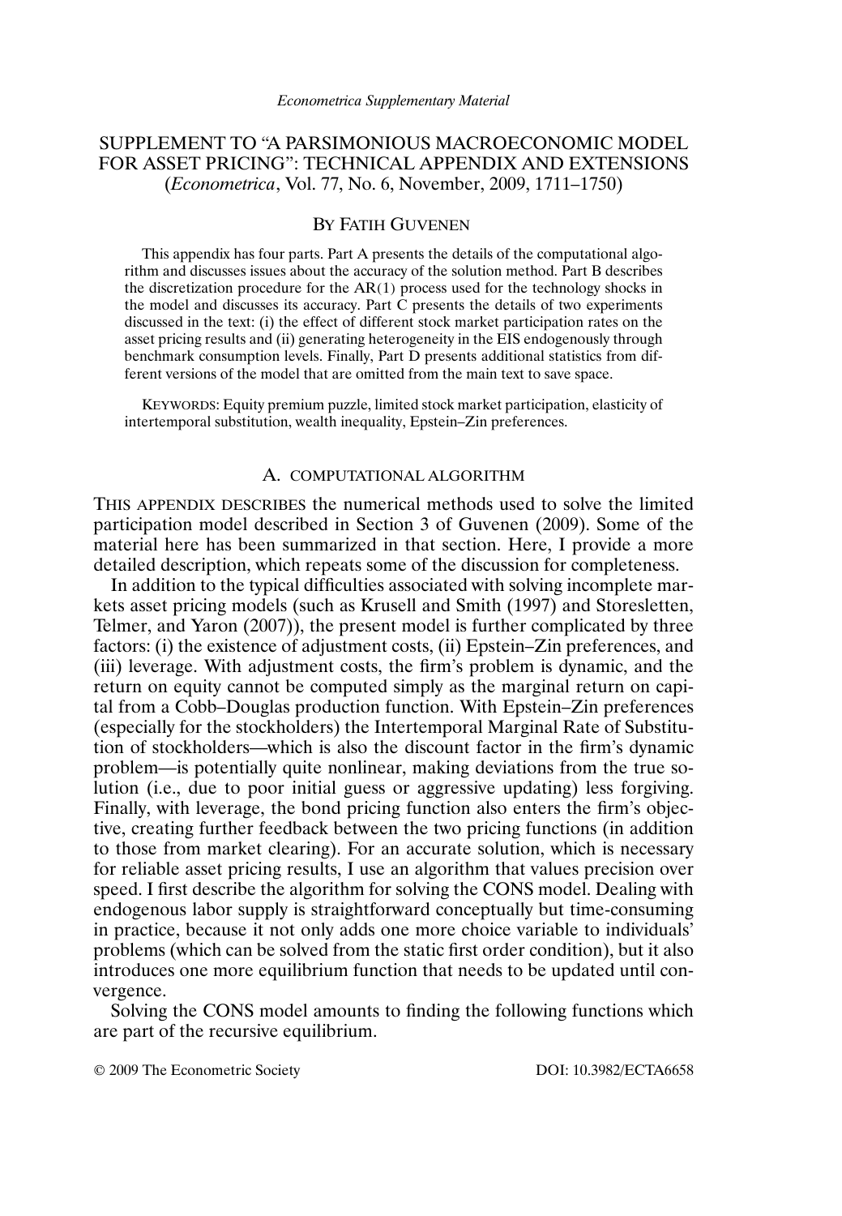*Econometrica Supplementary Material*

# SUPPLEMENT TO "A PARSIMONIOUS MACROECONOMIC MODEL FOR ASSET PRICING": TECHNICAL APPENDIX AND EXTENSIONS
(*Econometrica*, Vol. 77, No. 6, November, 2009, 1711–1750)

BY FATIH GUVENEN

This appendix has four parts. Part A presents the details of the computational algorithm and discusses issues about the accuracy of the solution method. Part B describes the discretization procedure for the AR(1) process used for the technology shocks in the model and discusses its accuracy. Part C presents the details of two experiments discussed in the text: (i) the effect of different stock market participation rates on the asset pricing results and (ii) generating heterogeneity in the EIS endogenously through benchmark consumption levels. Finally, Part D presents additional statistics from different versions of the model that are omitted from the main text to save space.

KEYWORDS: Equity premium puzzle, limited stock market participation, elasticity of intertemporal substitution, wealth inequality, Epstein–Zin preferences.

## A. COMPUTATIONAL ALGORITHM

THIS APPENDIX DESCRIBES the numerical methods used to solve the limited participation model described in Section 3 of Guvenen (2009). Some of the material here has been summarized in that section. Here, I provide a more detailed description, which repeats some of the discussion for completeness.

In addition to the typical difficulties associated with solving incomplete markets asset pricing models (such as Krusell and Smith (1997) and Storesletten, Telmer, and Yaron (2007)), the present model is further complicated by three factors: (i) the existence of adjustment costs, (ii) Epstein–Zin preferences, and (iii) leverage. With adjustment costs, the firm's problem is dynamic, and the return on equity cannot be computed simply as the marginal return on capital from a Cobb–Douglas production function. With Epstein–Zin preferences (especially for the stockholders) the Intertemporal Marginal Rate of Substitution of stockholders—which is also the discount factor in the firm's dynamic problem—is potentially quite nonlinear, making deviations from the true solution (i.e., due to poor initial guess or aggressive updating) less forgiving. Finally, with leverage, the bond pricing function also enters the firm's objective, creating further feedback between the two pricing functions (in addition to those from market clearing). For an accurate solution, which is necessary for reliable asset pricing results, I use an algorithm that values precision over speed. I first describe the algorithm for solving the CONS model. Dealing with endogenous labor supply is straightforward conceptually but time-consuming in practice, because it not only adds one more choice variable to individuals' problems (which can be solved from the static first order condition), but it also introduces one more equilibrium function that needs to be updated until convergence.

Solving the CONS model amounts to finding the following functions which are part of the recursive equilibrium.

© 2009 The Econometric Society DOI: 10.3982/ECTA6658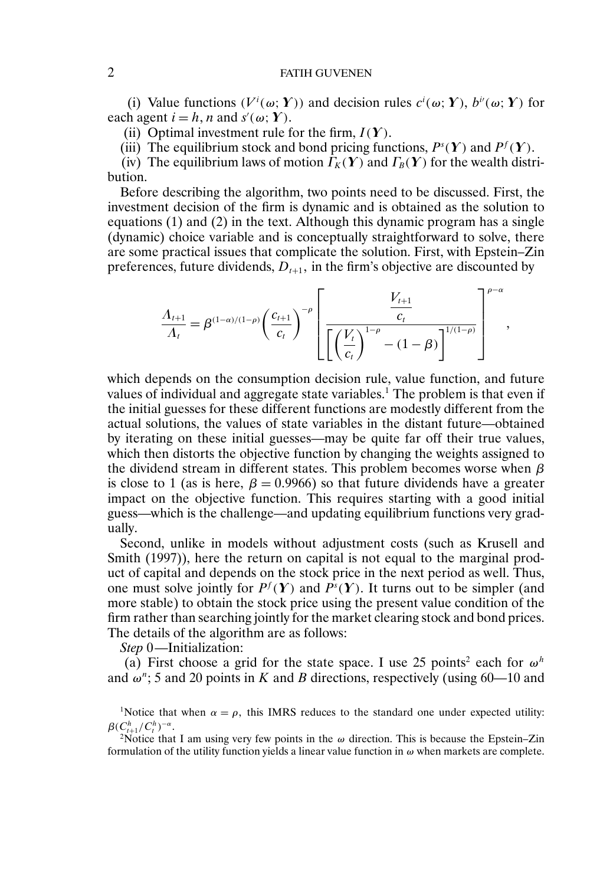(i) Value functions ($V^i(\omega; \boldsymbol{Y})$) and decision rules $c^i(\omega; \boldsymbol{Y})$, $b^{i\prime}(\omega; \boldsymbol{Y})$ for each agent $i = h, n$ and $s'(\omega; \boldsymbol{Y})$.

(ii) Optimal investment rule for the firm, $I(\boldsymbol{Y})$.

(iii) The equilibrium stock and bond pricing functions, $P^s(\boldsymbol{Y})$ and $P^f(\boldsymbol{Y})$.

(iv) The equilibrium laws of motion $\Gamma_K(\boldsymbol{Y})$ and $\Gamma_B(\boldsymbol{Y})$ for the wealth distribution.

Before describing the algorithm, two points need to be discussed. First, the investment decision of the firm is dynamic and is obtained as the solution to equations (1) and (2) in the text. Although this dynamic program has a single (dynamic) choice variable and is conceptually straightforward to solve, there are some practical issues that complicate the solution. First, with Epstein–Zin preferences, future dividends, $D_{t+1}$, in the firm's objective are discounted by

$$\frac{\Lambda_{t+1}}{\Lambda_t} = \beta^{(1-\alpha)/(1-\rho)} \left(\frac{c_{t+1}}{c_t}\right)^{-\rho} \left[\frac{\dfrac{V_{t+1}}{c_t}}{\left[\left(\dfrac{V_t}{c_t}\right)^{1-\rho} - (1-\beta)\right]^{1/(1-\rho)}}\right]^{\rho-\alpha},$$

which depends on the consumption decision rule, value function, and future values of individual and aggregate state variables.[1] The problem is that even if the initial guesses for these different functions are modestly different from the actual solutions, the values of state variables in the distant future—obtained by iterating on these initial guesses—may be quite far off their true values, which then distorts the objective function by changing the weights assigned to the dividend stream in different states. This problem becomes worse when $\beta$ is close to 1 (as is here, $\beta = 0.9966$) so that future dividends have a greater impact on the objective function. This requires starting with a good initial guess—which is the challenge—and updating equilibrium functions very gradually.

Second, unlike in models without adjustment costs (such as Krusell and Smith (1997)), here the return on capital is not equal to the marginal product of capital and depends on the stock price in the next period as well. Thus, one must solve jointly for $P^f(\boldsymbol{Y})$ and $P^s(\boldsymbol{Y})$. It turns out to be simpler (and more stable) to obtain the stock price using the present value condition of the firm rather than searching jointly for the market clearing stock and bond prices. The details of the algorithm are as follows:

*Step* 0—Initialization:

(a) First choose a grid for the state space. I use 25 points[2] each for $\omega^h$ and $\omega^n$; 5 and 20 points in $K$ and $B$ directions, respectively (using 60—10 and

[1]Notice that when $\alpha = \rho$, this IMRS reduces to the standard one under expected utility: $\beta(C^h_{t+1}/C^h_t)^{-\alpha}$.

[2]Notice that I am using very few points in the $\omega$ direction. This is because the Epstein–Zin formulation of the utility function yields a linear value function in $\omega$ when markets are complete.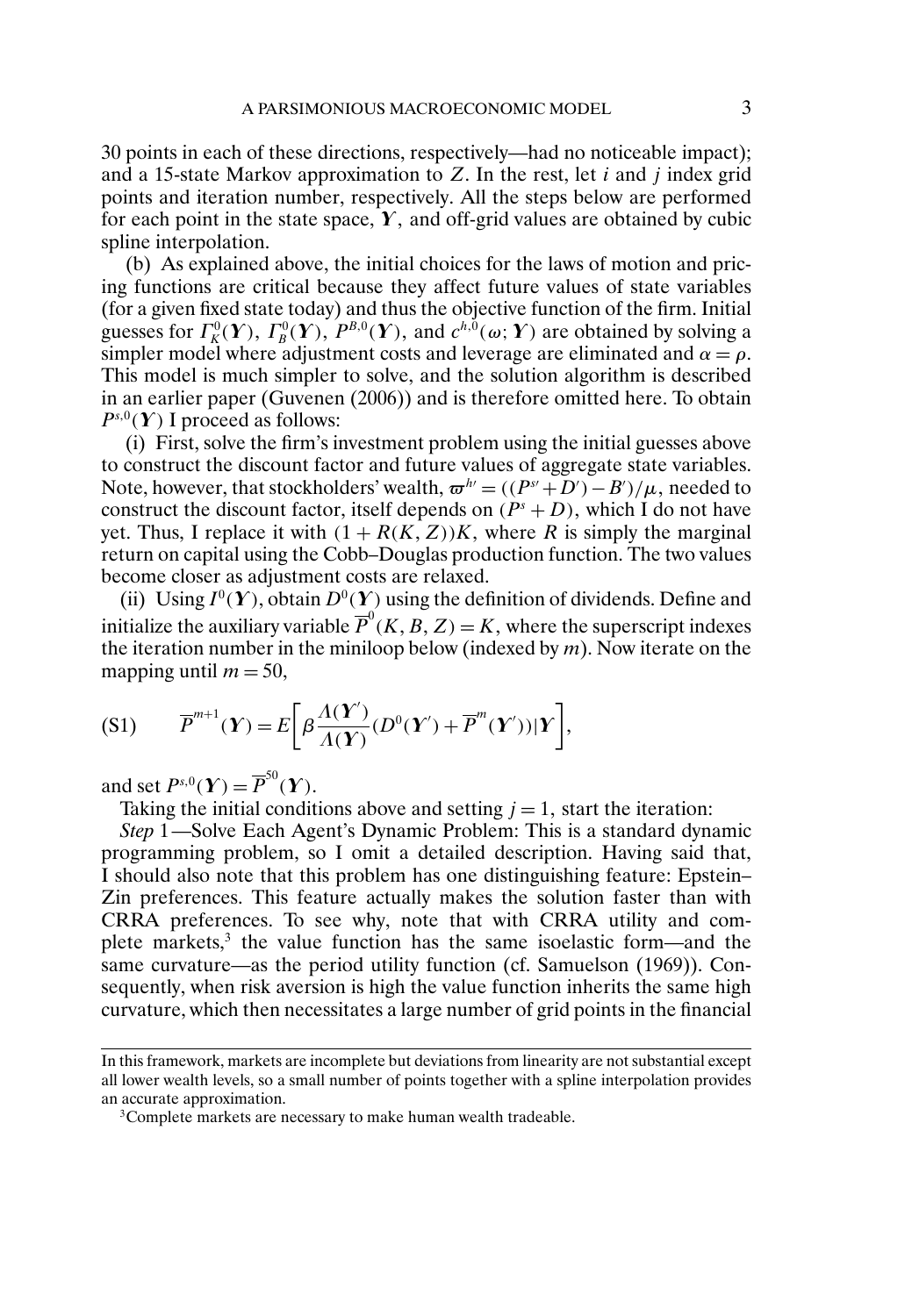30 points in each of these directions, respectively—had no noticeable impact); and a 15-state Markov approximation to $Z$. In the rest, let $i$ and $j$ index grid points and iteration number, respectively. All the steps below are performed for each point in the state space, $\boldsymbol{Y}$, and off-grid values are obtained by cubic spline interpolation.

(b) As explained above, the initial choices for the laws of motion and pricing functions are critical because they affect future values of state variables (for a given fixed state today) and thus the objective function of the firm. Initial guesses for $\Gamma_K^0(\boldsymbol{Y})$, $\Gamma_B^0(\boldsymbol{Y})$, $P^{B,0}(\boldsymbol{Y})$, and $c^{h,0}(\omega; \boldsymbol{Y})$ are obtained by solving a simpler model where adjustment costs and leverage are eliminated and $\alpha = \rho$. This model is much simpler to solve, and the solution algorithm is described in an earlier paper (Guvenen (2006)) and is therefore omitted here. To obtain $P^{s,0}(\boldsymbol{Y})$ I proceed as follows:

(i) First, solve the firm's investment problem using the initial guesses above to construct the discount factor and future values of aggregate state variables. Note, however, that stockholders' wealth, $\varpi^{h\prime} = ((P^{s\prime} + D') - B')/\mu$, needed to construct the discount factor, itself depends on $(P^s + D)$, which I do not have yet. Thus, I replace it with $(1 + R(K, Z))K$, where $R$ is simply the marginal return on capital using the Cobb–Douglas production function. The two values become closer as adjustment costs are relaxed.

(ii) Using $I^0(\boldsymbol{Y})$, obtain $D^0(\boldsymbol{Y})$ using the definition of dividends. Define and initialize the auxiliary variable $\overline{P}^0(K, B, Z) = K$, where the superscript indexes the iteration number in the miniloop below (indexed by $m$). Now iterate on the mapping until $m = 50$,

$$\text{(S1)} \qquad \overline{P}^{m+1}(\boldsymbol{Y}) = E\left[\beta \frac{\Lambda(\boldsymbol{Y}')}{\Lambda(\boldsymbol{Y})}(D^0(\boldsymbol{Y}') + \overline{P}^m(\boldsymbol{Y}'))|\boldsymbol{Y}\right],$$

and set $P^{s,0}(\boldsymbol{Y}) = \overline{P}^{50}(\boldsymbol{Y})$.

Taking the initial conditions above and setting $j = 1$, start the iteration:

*Step* 1—Solve Each Agent's Dynamic Problem: This is a standard dynamic programming problem, so I omit a detailed description. Having said that, I should also note that this problem has one distinguishing feature: Epstein–Zin preferences. This feature actually makes the solution faster than with CRRA preferences. To see why, note that with CRRA utility and complete markets,[3] the value function has the same isoelastic form—and the same curvature—as the period utility function (cf. Samuelson (1969)). Consequently, when risk aversion is high the value function inherits the same high curvature, which then necessitates a large number of grid points in the financial

---

In this framework, markets are incomplete but deviations from linearity are not substantial except all lower wealth levels, so a small number of points together with a spline interpolation provides an accurate approximation.

[3]Complete markets are necessary to make human wealth tradeable.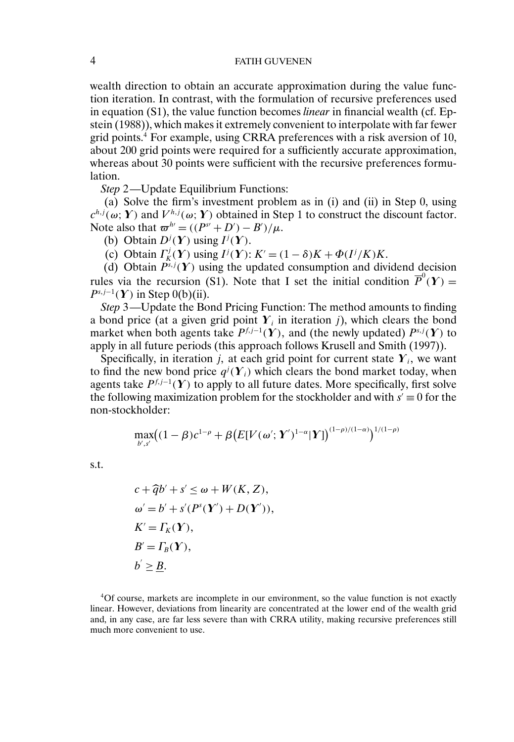wealth direction to obtain an accurate approximation during the value function iteration. In contrast, with the formulation of recursive preferences used in equation (S1), the value function becomes *linear* in financial wealth (cf. Epstein (1988)), which makes it extremely convenient to interpolate with far fewer grid points.[4] For example, using CRRA preferences with a risk aversion of 10, about 200 grid points were required for a sufficiently accurate approximation, whereas about 30 points were sufficient with the recursive preferences formulation.

*Step* 2—Update Equilibrium Functions:

(a) Solve the firm's investment problem as in (i) and (ii) in Step 0, using $c^{h,j}(\omega;\boldsymbol{Y})$ and $V^{h,j}(\omega;\boldsymbol{Y})$ obtained in Step 1 to construct the discount factor. Note also that $\varpi^{h\prime} = ((P^{s\prime} + D') - B')/\mu$.

(b) Obtain $D^j(\boldsymbol{Y})$ using $I^j(\boldsymbol{Y})$.

(c) Obtain $\Gamma_K^j(\boldsymbol{Y})$ using $I^j(\boldsymbol{Y})$: $K' = (1-\delta)K + \Phi(I^j/K)K$.

(d) Obtain $P^{s,j}(\boldsymbol{Y})$ using the updated consumption and dividend decision rules via the recursion (S1). Note that I set the initial condition $\overline{P}^0(\boldsymbol{Y}) = P^{s,j-1}(\boldsymbol{Y})$ in Step 0(b)(ii).

*Step* 3—Update the Bond Pricing Function: The method amounts to finding a bond price (at a given grid point $\boldsymbol{Y}_i$ in iteration $j$), which clears the bond market when both agents take $P^{f,j-1}(\boldsymbol{Y})$, and (the newly updated) $P^{s,j}(\boldsymbol{Y})$ to apply in all future periods (this approach follows Krusell and Smith (1997)).

Specifically, in iteration $j$, at each grid point for current state $\boldsymbol{Y}_i$, we want to find the new bond price $q^j(\boldsymbol{Y}_i)$ which clears the bond market today, when agents take $P^{f,j-1}(\boldsymbol{Y})$ to apply to all future dates. More specifically, first solve the following maximization problem for the stockholder and with $s' \equiv 0$ for the non-stockholder:

$$\max_{b',s'} \left((1-\beta)c^{1-\rho} + \beta\left(E[V(\omega';\boldsymbol{Y}')^{1-\alpha}|\boldsymbol{Y}]\right)^{(1-\rho)/(1-\alpha)}\right)^{1/(1-\rho)}$$

s.t.

$$\begin{aligned}
&c + \widehat{q}b' + s' \leq \omega + W(K,Z),\\
&\omega' = b' + s'(P^s(\boldsymbol{Y}') + D(\boldsymbol{Y}')),\\
&K' = \Gamma_K(\boldsymbol{Y}),\\
&B' = \Gamma_B(\boldsymbol{Y}),\\
&b' \geq \underline{B}.
\end{aligned}$$

[4]Of course, markets are incomplete in our environment, so the value function is not exactly linear. However, deviations from linearity are concentrated at the lower end of the wealth grid and, in any case, are far less severe than with CRRA utility, making recursive preferences still much more convenient to use.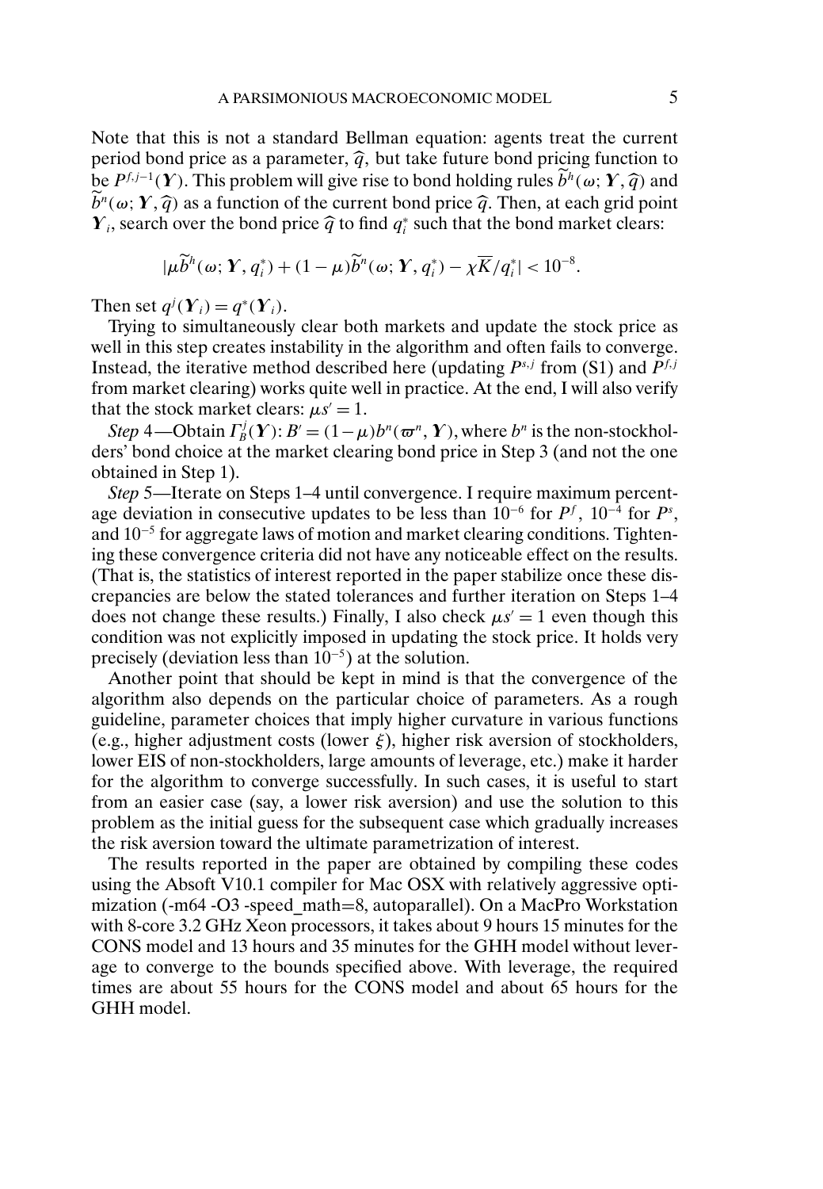Note that this is not a standard Bellman equation: agents treat the current period bond price as a parameter, $\widehat{q}$, but take future bond pricing function to be $P^{f,j-1}(\boldsymbol{Y})$. This problem will give rise to bond holding rules $\widetilde{b}^h(\omega; \boldsymbol{Y}, \widehat{q})$ and $\widetilde{b}^n(\omega; \boldsymbol{Y}, \widehat{q})$ as a function of the current bond price $\widehat{q}$. Then, at each grid point $\boldsymbol{Y}_i$, search over the bond price $\widehat{q}$ to find $q_i^*$ such that the bond market clears:

$$|\mu \widetilde{b}^h(\omega; \boldsymbol{Y}, q_i^*) + (1-\mu)\widetilde{b}^n(\omega; \boldsymbol{Y}, q_i^*) - \chi \overline{K}/q_i^*| < 10^{-8}.$$

Then set $q^j(\boldsymbol{Y}_i) = q^*(\boldsymbol{Y}_i)$.

Trying to simultaneously clear both markets and update the stock price as well in this step creates instability in the algorithm and often fails to converge. Instead, the iterative method described here (updating $P^{s,j}$ from (S1) and $P^{f,j}$ from market clearing) works quite well in practice. At the end, I will also verify that the stock market clears: $\mu s' = 1$.

*Step* 4—Obtain $\Gamma_B^j(\boldsymbol{Y})$: $B' = (1-\mu)b^n(\varpi^n, \boldsymbol{Y})$, where $b^n$ is the non-stockholders' bond choice at the market clearing bond price in Step 3 (and not the one obtained in Step 1).

*Step* 5—Iterate on Steps 1–4 until convergence. I require maximum percentage deviation in consecutive updates to be less than $10^{-6}$ for $P^f$, $10^{-4}$ for $P^s$, and $10^{-5}$ for aggregate laws of motion and market clearing conditions. Tightening these convergence criteria did not have any noticeable effect on the results. (That is, the statistics of interest reported in the paper stabilize once these discrepancies are below the stated tolerances and further iteration on Steps 1–4 does not change these results.) Finally, I also check $\mu s' = 1$ even though this condition was not explicitly imposed in updating the stock price. It holds very precisely (deviation less than $10^{-5}$) at the solution.

Another point that should be kept in mind is that the convergence of the algorithm also depends on the particular choice of parameters. As a rough guideline, parameter choices that imply higher curvature in various functions (e.g., higher adjustment costs (lower $\xi$), higher risk aversion of stockholders, lower EIS of non-stockholders, large amounts of leverage, etc.) make it harder for the algorithm to converge successfully. In such cases, it is useful to start from an easier case (say, a lower risk aversion) and use the solution to this problem as the initial guess for the subsequent case which gradually increases the risk aversion toward the ultimate parametrization of interest.

The results reported in the paper are obtained by compiling these codes using the Absoft V10.1 compiler for Mac OSX with relatively aggressive optimization (-m64 -O3 -speed_math=8, autoparallel). On a MacPro Workstation with 8-core 3.2 GHz Xeon processors, it takes about 9 hours 15 minutes for the CONS model and 13 hours and 35 minutes for the GHH model without leverage to converge to the bounds specified above. With leverage, the required times are about 55 hours for the CONS model and about 65 hours for the GHH model.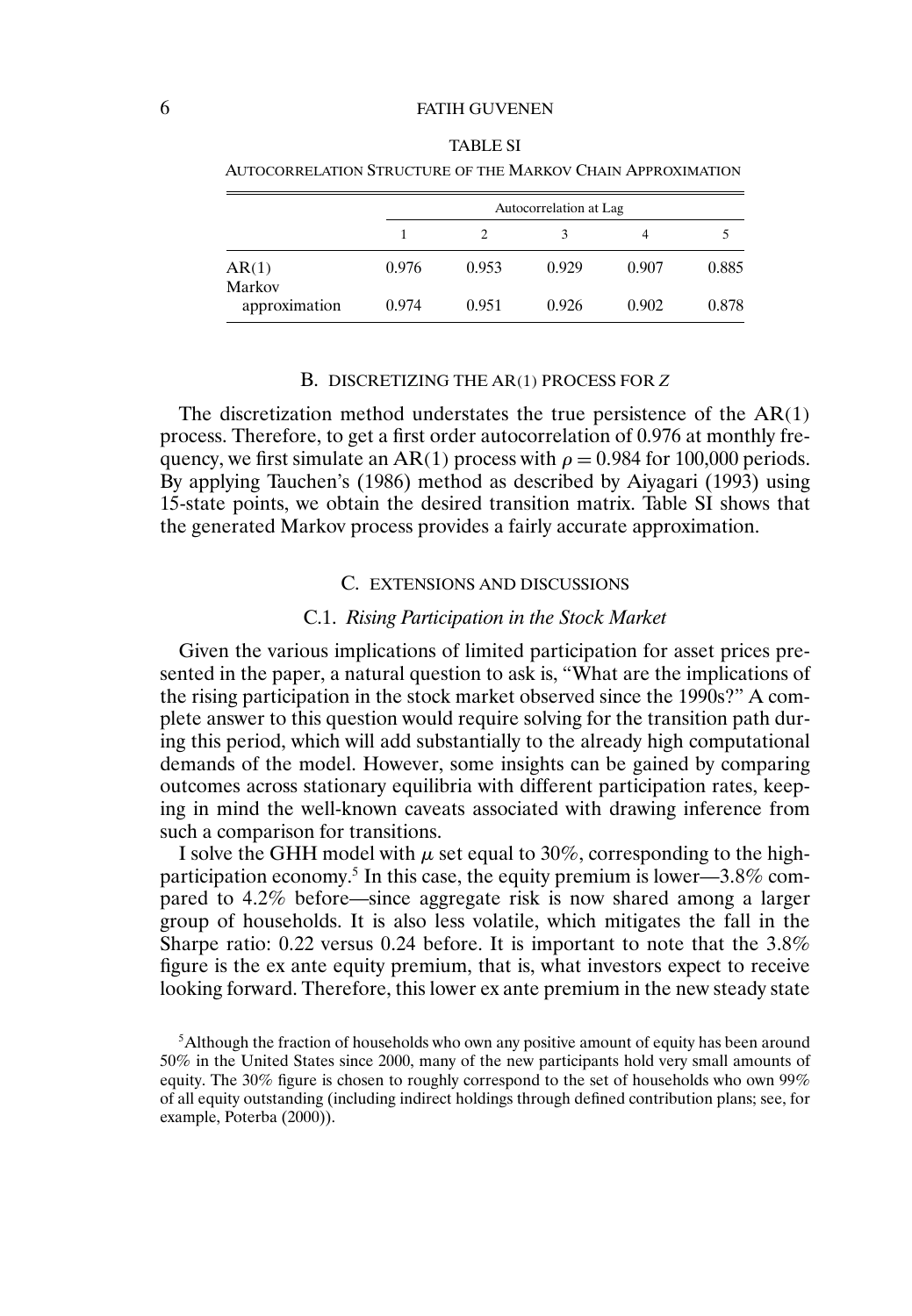TABLE SI

AUTOCORRELATION STRUCTURE OF THE MARKOV CHAIN APPROXIMATION

| | Autocorrelation at Lag | | | | |
|---|---|---|---|---|---|
| | 1 | 2 | 3 | 4 | 5 |
| AR(1) | 0.976 | 0.953 | 0.929 | 0.907 | 0.885 |
| Markov approximation | 0.974 | 0.951 | 0.926 | 0.902 | 0.878 |

## B. DISCRETIZING THE AR(1) PROCESS FOR $Z$

The discretization method understates the true persistence of the AR(1) process. Therefore, to get a first order autocorrelation of 0.976 at monthly frequency, we first simulate an AR(1) process with $\rho = 0.984$ for 100,000 periods. By applying Tauchen's (1986) method as described by Aiyagari (1993) using 15-state points, we obtain the desired transition matrix. Table SI shows that the generated Markov process provides a fairly accurate approximation.

## C. EXTENSIONS AND DISCUSSIONS

### C.1. *Rising Participation in the Stock Market*

Given the various implications of limited participation for asset prices presented in the paper, a natural question to ask is, "What are the implications of the rising participation in the stock market observed since the 1990s?" A complete answer to this question would require solving for the transition path during this period, which will add substantially to the already high computational demands of the model. However, some insights can be gained by comparing outcomes across stationary equilibria with different participation rates, keeping in mind the well-known caveats associated with drawing inference from such a comparison for transitions.

I solve the GHH model with $\mu$ set equal to 30%, corresponding to the high-participation economy.[5] In this case, the equity premium is lower—3.8% compared to 4.2% before—since aggregate risk is now shared among a larger group of households. It is also less volatile, which mitigates the fall in the Sharpe ratio: 0.22 versus 0.24 before. It is important to note that the 3.8% figure is the ex ante equity premium, that is, what investors expect to receive looking forward. Therefore, this lower ex ante premium in the new steady state

[5]Although the fraction of households who own any positive amount of equity has been around 50% in the United States since 2000, many of the new participants hold very small amounts of equity. The 30% figure is chosen to roughly correspond to the set of households who own 99% of all equity outstanding (including indirect holdings through defined contribution plans; see, for example, Poterba (2000)).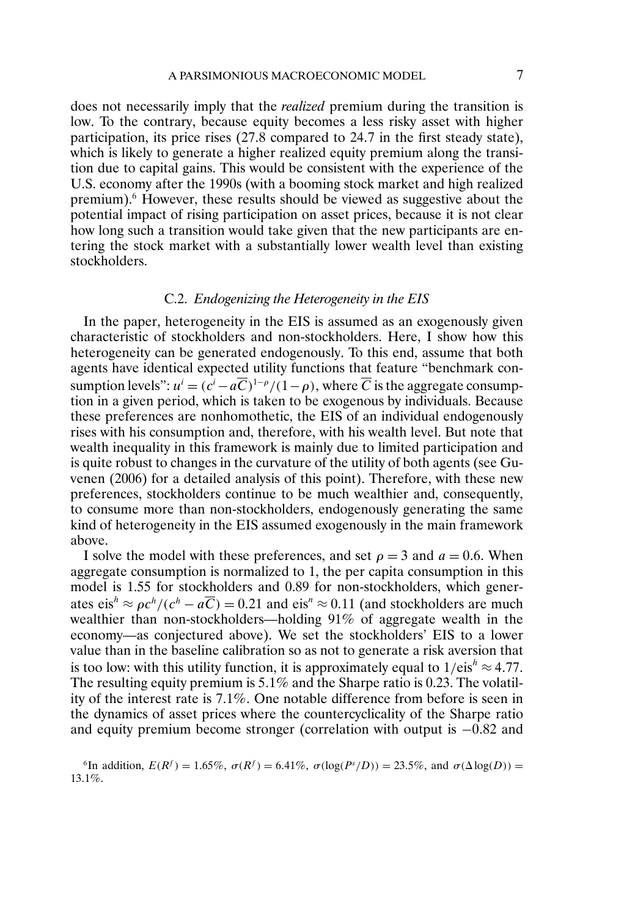does not necessarily imply that the *realized* premium during the transition is low. To the contrary, because equity becomes a less risky asset with higher participation, its price rises (27.8 compared to 24.7 in the first steady state), which is likely to generate a higher realized equity premium along the transition due to capital gains. This would be consistent with the experience of the U.S. economy after the 1990s (with a booming stock market and high realized premium).[6] However, these results should be viewed as suggestive about the potential impact of rising participation on asset prices, because it is not clear how long such a transition would take given that the new participants are entering the stock market with a substantially lower wealth level than existing stockholders.

### C.2. *Endogenizing the Heterogeneity in the EIS*

In the paper, heterogeneity in the EIS is assumed as an exogenously given characteristic of stockholders and non-stockholders. Here, I show how this heterogeneity can be generated endogenously. To this end, assume that both agents have identical expected utility functions that feature "benchmark consumption levels": $u^i = (c^i - a\overline{C})^{1-\rho}/(1-\rho)$, where $\overline{C}$ is the aggregate consumption in a given period, which is taken to be exogenous by individuals. Because these preferences are nonhomothetic, the EIS of an individual endogenously rises with his consumption and, therefore, with his wealth level. But note that wealth inequality in this framework is mainly due to limited participation and is quite robust to changes in the curvature of the utility of both agents (see Guvenen (2006) for a detailed analysis of this point). Therefore, with these new preferences, stockholders continue to be much wealthier and, consequently, to consume more than non-stockholders, endogenously generating the same kind of heterogeneity in the EIS assumed exogenously in the main framework above.

I solve the model with these preferences, and set $\rho = 3$ and $a = 0.6$. When aggregate consumption is normalized to 1, the per capita consumption in this model is 1.55 for stockholders and 0.89 for non-stockholders, which generates $\text{eis}^h \approx \rho c^h/(c^h - a\overline{C}) = 0.21$ and $\text{eis}^n \approx 0.11$ (and stockholders are much wealthier than non-stockholders—holding 91% of aggregate wealth in the economy—as conjectured above). We set the stockholders' EIS to a lower value than in the baseline calibration so as not to generate a risk aversion that is too low: with this utility function, it is approximately equal to $1/\text{eis}^h \approx 4.77$. The resulting equity premium is 5.1% and the Sharpe ratio is 0.23. The volatility of the interest rate is 7.1%. One notable difference from before is seen in the dynamics of asset prices where the countercyclicality of the Sharpe ratio and equity premium become stronger (correlation with output is −0.82 and

[6] In addition, $E(R^f) = 1.65\%$, $\sigma(R^f) = 6.41\%$, $\sigma(\log(P^s/D)) = 23.5\%$, and $\sigma(\Delta \log(D)) = 13.1\%$.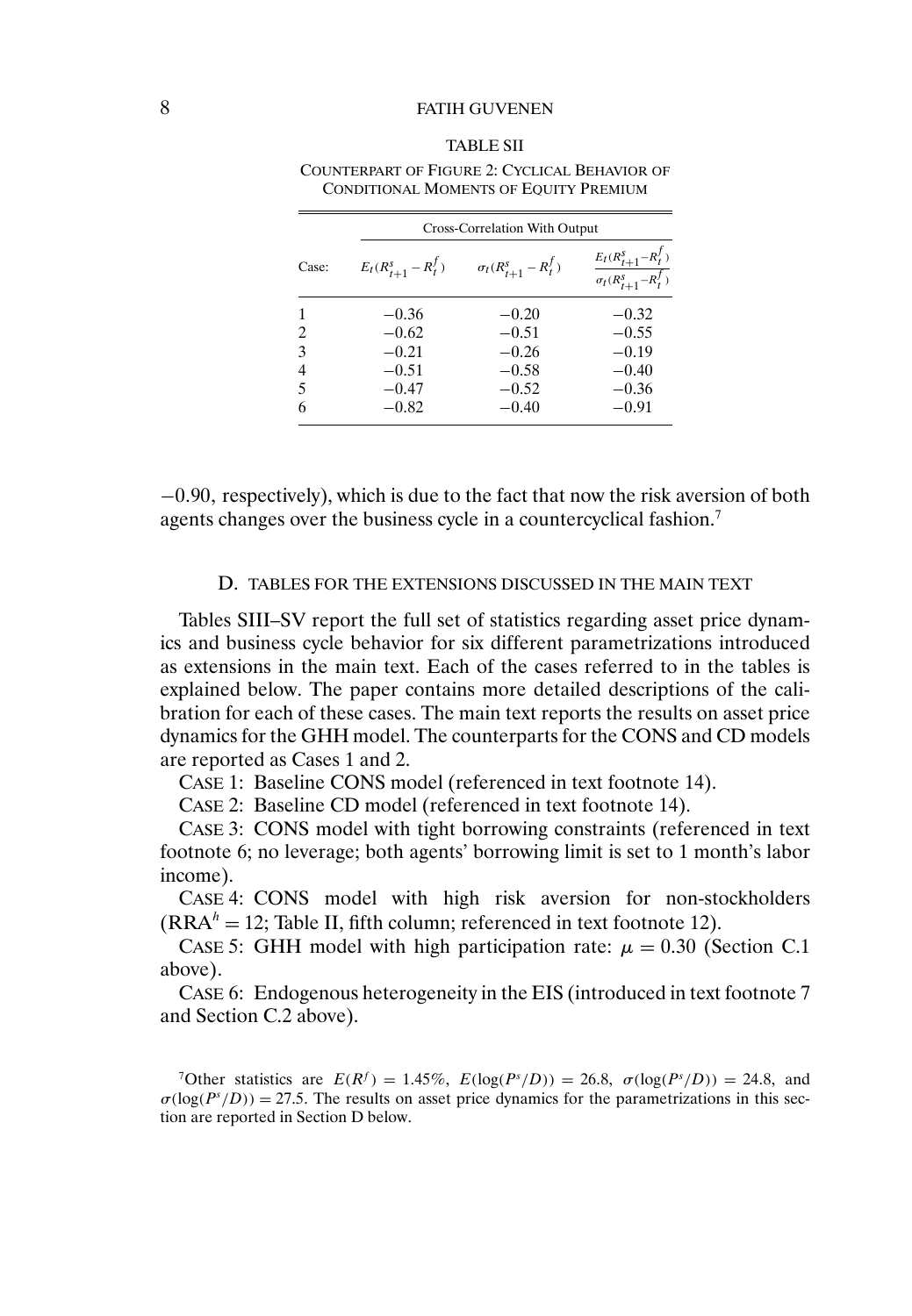TABLE SII

COUNTERPART OF FIGURE 2: CYCLICAL BEHAVIOR OF CONDITIONAL MOMENTS OF EQUITY PREMIUM

| | Cross-Correlation With Output | | |
|---|---|---|---|
| Case: | $E_t(R^s_{t+1} - R^f_t)$ | $\sigma_t(R^s_{t+1} - R^f_t)$ | $\frac{E_t(R^s_{t+1} - R^f_t)}{\sigma_t(R^s_{t+1} - R^f_t)}$ |
| 1 | −0.36 | −0.20 | −0.32 |
| 2 | −0.62 | −0.51 | −0.55 |
| 3 | −0.21 | −0.26 | −0.19 |
| 4 | −0.51 | −0.58 | −0.40 |
| 5 | −0.47 | −0.52 | −0.36 |
| 6 | −0.82 | −0.40 | −0.91 |

−0.90, respectively), which is due to the fact that now the risk aversion of both agents changes over the business cycle in a countercyclical fashion.[7]

## D. TABLES FOR THE EXTENSIONS DISCUSSED IN THE MAIN TEXT

Tables SIII–SV report the full set of statistics regarding asset price dynamics and business cycle behavior for six different parametrizations introduced as extensions in the main text. Each of the cases referred to in the tables is explained below. The paper contains more detailed descriptions of the calibration for each of these cases. The main text reports the results on asset price dynamics for the GHH model. The counterparts for the CONS and CD models are reported as Cases 1 and 2.

CASE 1: Baseline CONS model (referenced in text footnote 14).

CASE 2: Baseline CD model (referenced in text footnote 14).

CASE 3: CONS model with tight borrowing constraints (referenced in text footnote 6; no leverage; both agents' borrowing limit is set to 1 month's labor income).

CASE 4: CONS model with high risk aversion for non-stockholders ($\text{RRA}^h = 12$; Table II, fifth column; referenced in text footnote 12).

CASE 5: GHH model with high participation rate: $\mu = 0.30$ (Section C.1 above).

CASE 6: Endogenous heterogeneity in the EIS (introduced in text footnote 7 and Section C.2 above).

[7]Other statistics are $E(R^f) = 1.45\%$, $E(\log(P^s/D)) = 26.8$, $\sigma(\log(P^s/D)) = 24.8$, and $\sigma(\log(P^s/D)) = 27.5$. The results on asset price dynamics for the parametrizations in this section are reported in Section D below.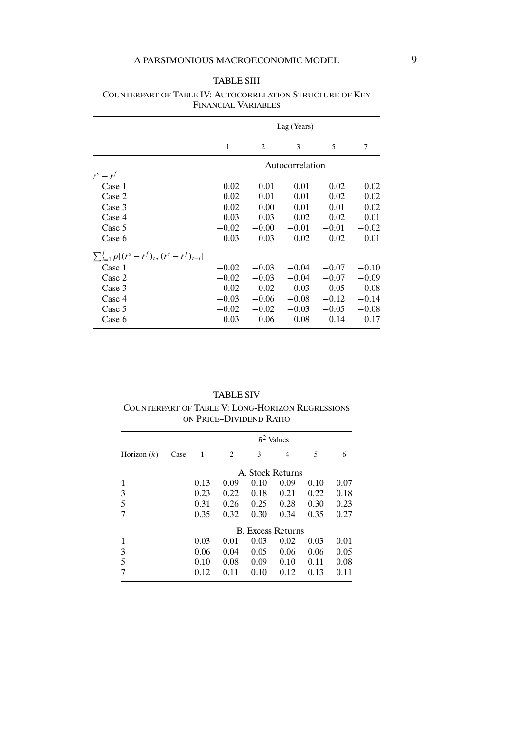TABLE SIII

COUNTERPART OF TABLE IV: AUTOCORRELATION STRUCTURE OF KEY FINANCIAL VARIABLES

| | Lag (Years) | | | | |
|---|---|---|---|---|---|
| | 1 | 2 | 3 | 5 | 7 |
| | Autocorrelation | | | | |
| $r^s - r^f$ | | | | | |
| Case 1 | −0.02 | −0.01 | −0.01 | −0.02 | −0.02 |
| Case 2 | −0.02 | −0.01 | −0.01 | −0.02 | −0.02 |
| Case 3 | −0.02 | −0.00 | −0.01 | −0.01 | −0.02 |
| Case 4 | −0.03 | −0.03 | −0.02 | −0.02 | −0.01 |
| Case 5 | −0.02 | −0.00 | −0.01 | −0.01 | −0.02 |
| Case 6 | −0.03 | −0.03 | −0.02 | −0.02 | −0.01 |
| $\sum_{i=1}^{j} \rho[(r^s - r^f)_t, (r^s - r^f)_{t-i}]$ | | | | | |
| Case 1 | −0.02 | −0.03 | −0.04 | −0.07 | −0.10 |
| Case 2 | −0.02 | −0.03 | −0.04 | −0.07 | −0.09 |
| Case 3 | −0.02 | −0.02 | −0.03 | −0.05 | −0.08 |
| Case 4 | −0.03 | −0.06 | −0.08 | −0.12 | −0.14 |
| Case 5 | −0.02 | −0.02 | −0.03 | −0.05 | −0.08 |
| Case 6 | −0.03 | −0.06 | −0.08 | −0.14 | −0.17 |

TABLE SIV

COUNTERPART OF TABLE V: LONG-HORIZON REGRESSIONS ON PRICE–DIVIDEND RATIO

| | | $R^2$ Values | | | | | |
|---|---|---|---|---|---|---|---|
| Horizon ($k$) | Case: | 1 | 2 | 3 | 4 | 5 | 6 |
| | | A. Stock Returns | | | | | |
| 1 | | 0.13 | 0.09 | 0.10 | 0.09 | 0.10 | 0.07 |
| 3 | | 0.23 | 0.22 | 0.18 | 0.21 | 0.22 | 0.18 |
| 5 | | 0.31 | 0.26 | 0.25 | 0.28 | 0.30 | 0.23 |
| 7 | | 0.35 | 0.32 | 0.30 | 0.34 | 0.35 | 0.27 |
| | | B. Excess Returns | | | | | |
| 1 | | 0.03 | 0.01 | 0.03 | 0.02 | 0.03 | 0.01 |
| 3 | | 0.06 | 0.04 | 0.05 | 0.06 | 0.06 | 0.05 |
| 5 | | 0.10 | 0.08 | 0.09 | 0.10 | 0.11 | 0.08 |
| 7 | | 0.12 | 0.11 | 0.10 | 0.12 | 0.13 | 0.11 |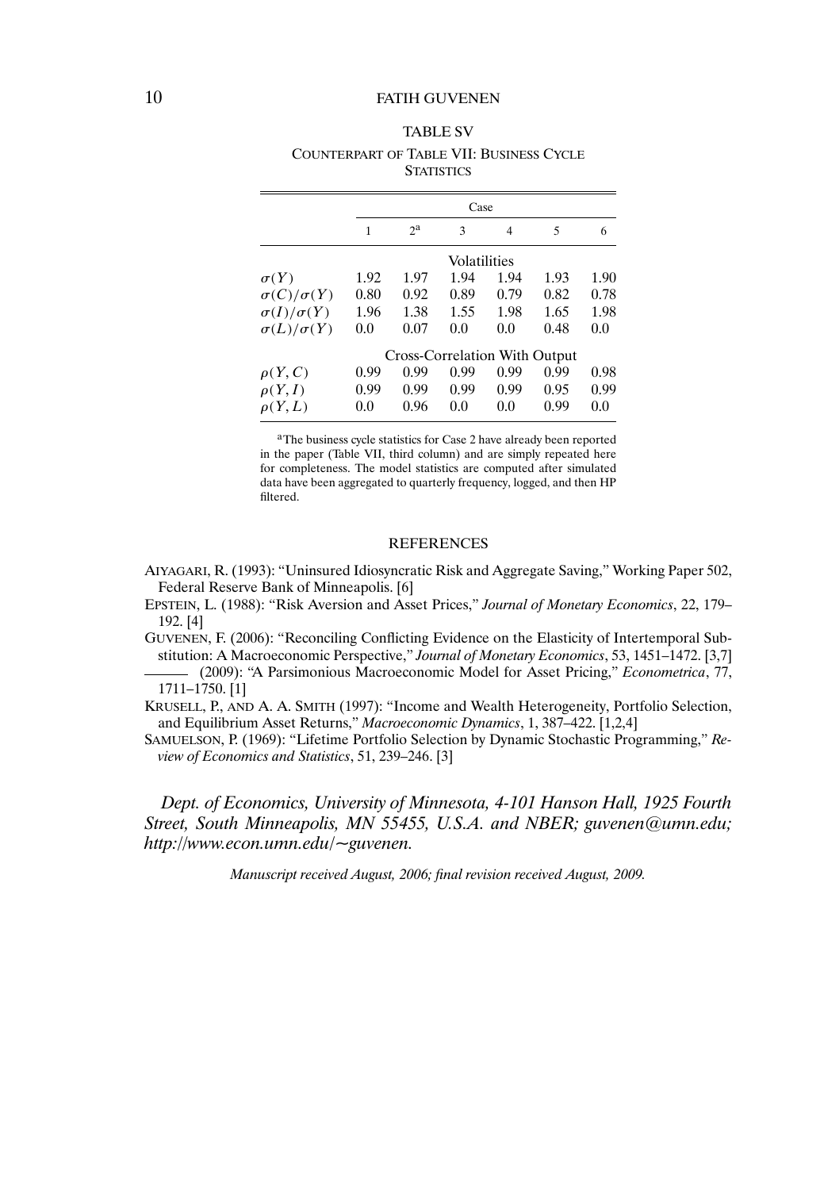TABLE SV

COUNTERPART OF TABLE VII: BUSINESS CYCLE STATISTICS

| | Case | | | | | |
|---|---|---|---|---|---|---|
| | 1 | 2[a] | 3 | 4 | 5 | 6 |
| | Volatilities | | | | | |
| $\sigma(Y)$ | 1.92 | 1.97 | 1.94 | 1.94 | 1.93 | 1.90 |
| $\sigma(C)/\sigma(Y)$ | 0.80 | 0.92 | 0.89 | 0.79 | 0.82 | 0.78 |
| $\sigma(I)/\sigma(Y)$ | 1.96 | 1.38 | 1.55 | 1.98 | 1.65 | 1.98 |
| $\sigma(L)/\sigma(Y)$ | 0.0 | 0.07 | 0.0 | 0.0 | 0.48 | 0.0 |
| | Cross-Correlation With Output | | | | | |
| $\rho(Y, C)$ | 0.99 | 0.99 | 0.99 | 0.99 | 0.99 | 0.98 |
| $\rho(Y, I)$ | 0.99 | 0.99 | 0.99 | 0.99 | 0.95 | 0.99 |
| $\rho(Y, L)$ | 0.0 | 0.96 | 0.0 | 0.0 | 0.99 | 0.0 |

[a]The business cycle statistics for Case 2 have already been reported in the paper (Table VII, third column) and are simply repeated here for completeness. The model statistics are computed after simulated data have been aggregated to quarterly frequency, logged, and then HP filtered.

## REFERENCES

AIYAGARI, R. (1993): "Uninsured Idiosyncratic Risk and Aggregate Saving," Working Paper 502, Federal Reserve Bank of Minneapolis. [6]

EPSTEIN, L. (1988): "Risk Aversion and Asset Prices," *Journal of Monetary Economics*, 22, 179–192. [4]

GUVENEN, F. (2006): "Reconciling Conflicting Evidence on the Elasticity of Intertemporal Substitution: A Macroeconomic Perspective," *Journal of Monetary Economics*, 53, 1451–1472. [3,7]

——— (2009): "A Parsimonious Macroeconomic Model for Asset Pricing," *Econometrica*, 77, 1711–1750. [1]

KRUSELL, P., AND A. A. SMITH (1997): "Income and Wealth Heterogeneity, Portfolio Selection, and Equilibrium Asset Returns," *Macroeconomic Dynamics*, 1, 387–422. [1,2,4]

SAMUELSON, P. (1969): "Lifetime Portfolio Selection by Dynamic Stochastic Programming," *Review of Economics and Statistics*, 51, 239–246. [3]

*Dept. of Economics, University of Minnesota, 4-101 Hanson Hall, 1925 Fourth Street, South Minneapolis, MN 55455, U.S.A. and NBER; guvenen@umn.edu; http://www.econ.umn.edu/~guvenen.*

*Manuscript received August, 2006; final revision received August, 2009.*